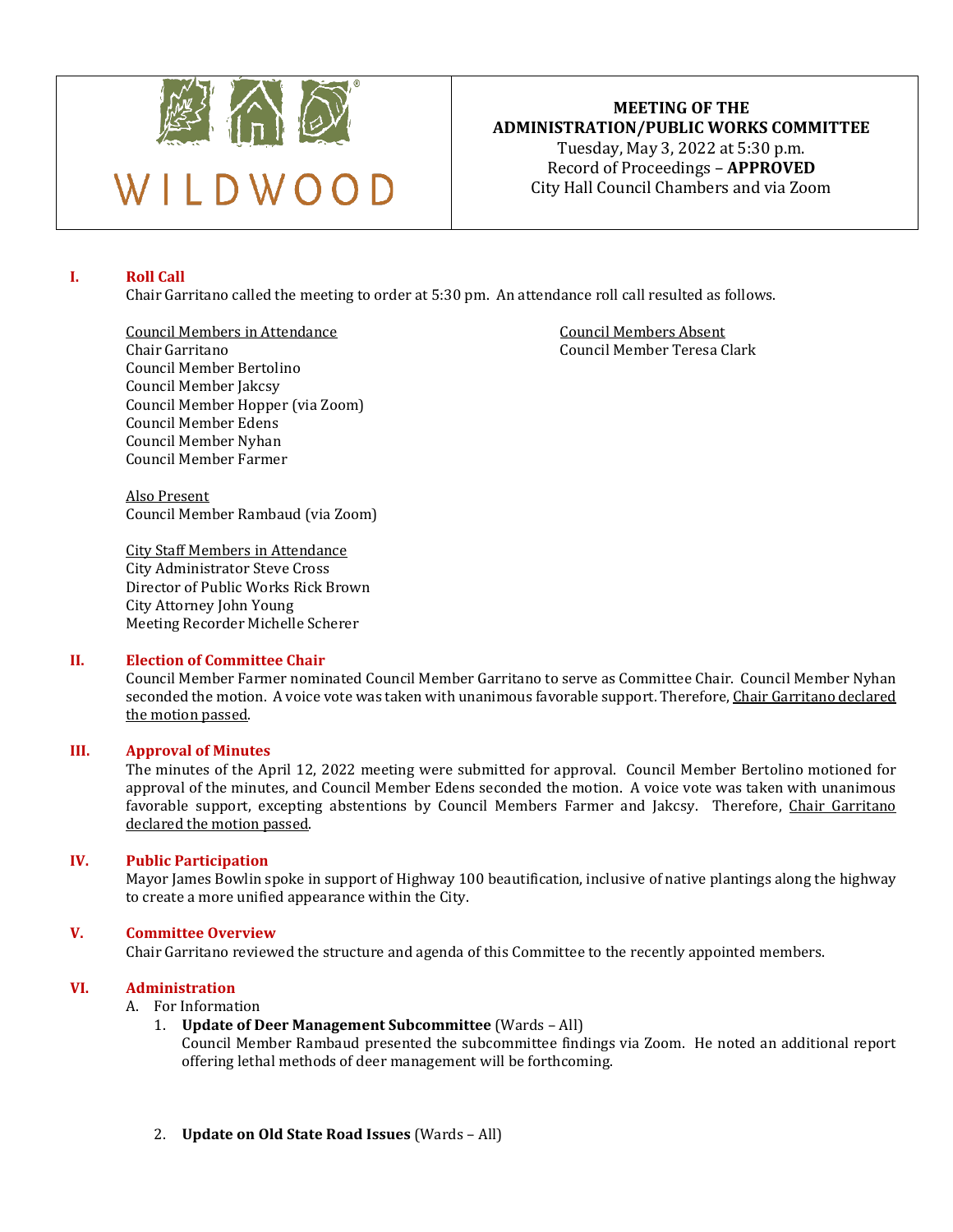WILDWOOD

**MEETING OF THE ADMINISTRATION/PUBLIC WORKS COMMITTEE**
Tuesday, May 3, 2022 at 5:30 p.m.
Record of Proceedings – **APPROVED**
City Hall Council Chambers and via Zoom

## I. Roll Call

Chair Garritano called the meeting to order at 5:30 pm. An attendance roll call resulted as follows.

Council Members in Attendance
Chair Garritano
Council Member Bertolino
Council Member Jakcsy
Council Member Hopper (via Zoom)
Council Member Edens
Council Member Nyhan
Council Member Farmer

Council Members Absent
Council Member Teresa Clark

Also Present
Council Member Rambaud (via Zoom)

City Staff Members in Attendance
City Administrator Steve Cross
Director of Public Works Rick Brown
City Attorney John Young
Meeting Recorder Michelle Scherer

## II. Election of Committee Chair

Council Member Farmer nominated Council Member Garritano to serve as Committee Chair. Council Member Nyhan seconded the motion. A voice vote was taken with unanimous favorable support. Therefore, Chair Garritano declared the motion passed.

## III. Approval of Minutes

The minutes of the April 12, 2022 meeting were submitted for approval. Council Member Bertolino motioned for approval of the minutes, and Council Member Edens seconded the motion. A voice vote was taken with unanimous favorable support, excepting abstentions by Council Members Farmer and Jakcsy. Therefore, Chair Garritano declared the motion passed.

## IV. Public Participation

Mayor James Bowlin spoke in support of Highway 100 beautification, inclusive of native plantings along the highway to create a more unified appearance within the City.

## V. Committee Overview

Chair Garritano reviewed the structure and agenda of this Committee to the recently appointed members.

## VI. Administration

A. For Information

1. **Update of Deer Management Subcommittee** (Wards – All)
   Council Member Rambaud presented the subcommittee findings via Zoom. He noted an additional report offering lethal methods of deer management will be forthcoming.

2. **Update on Old State Road Issues** (Wards – All)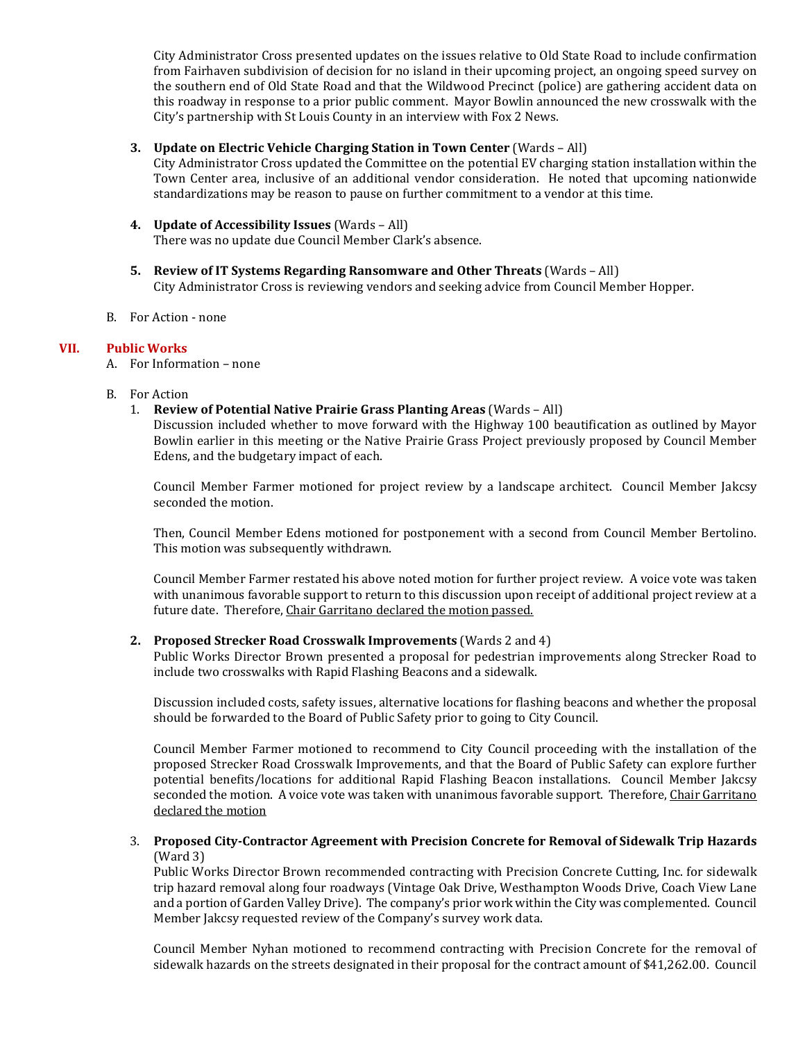City Administrator Cross presented updates on the issues relative to Old State Road to include confirmation from Fairhaven subdivision of decision for no island in their upcoming project, an ongoing speed survey on the southern end of Old State Road and that the Wildwood Precinct (police) are gathering accident data on this roadway in response to a prior public comment. Mayor Bowlin announced the new crosswalk with the City's partnership with St Louis County in an interview with Fox 2 News.

3. **Update on Electric Vehicle Charging Station in Town Center** (Wards – All)
   City Administrator Cross updated the Committee on the potential EV charging station installation within the Town Center area, inclusive of an additional vendor consideration. He noted that upcoming nationwide standardizations may be reason to pause on further commitment to a vendor at this time.

4. **Update of Accessibility Issues** (Wards – All)
   There was no update due Council Member Clark's absence.

5. **Review of IT Systems Regarding Ransomware and Other Threats** (Wards – All)
   City Administrator Cross is reviewing vendors and seeking advice from Council Member Hopper.

B. For Action - none

## VII. Public Works

A. For Information – none

B. For Action

1. **Review of Potential Native Prairie Grass Planting Areas** (Wards – All)
   Discussion included whether to move forward with the Highway 100 beautification as outlined by Mayor Bowlin earlier in this meeting or the Native Prairie Grass Project previously proposed by Council Member Edens, and the budgetary impact of each.

   Council Member Farmer motioned for project review by a landscape architect. Council Member Jakcsy seconded the motion.

   Then, Council Member Edens motioned for postponement with a second from Council Member Bertolino. This motion was subsequently withdrawn.

   Council Member Farmer restated his above noted motion for further project review. A voice vote was taken with unanimous favorable support to return to this discussion upon receipt of additional project review at a future date. Therefore, Chair Garritano declared the motion passed.

2. **Proposed Strecker Road Crosswalk Improvements** (Wards 2 and 4)
   Public Works Director Brown presented a proposal for pedestrian improvements along Strecker Road to include two crosswalks with Rapid Flashing Beacons and a sidewalk.

   Discussion included costs, safety issues, alternative locations for flashing beacons and whether the proposal should be forwarded to the Board of Public Safety prior to going to City Council.

   Council Member Farmer motioned to recommend to City Council proceeding with the installation of the proposed Strecker Road Crosswalk Improvements, and that the Board of Public Safety can explore further potential benefits/locations for additional Rapid Flashing Beacon installations. Council Member Jakcsy seconded the motion. A voice vote was taken with unanimous favorable support. Therefore, Chair Garritano declared the motion

3. **Proposed City-Contractor Agreement with Precision Concrete for Removal of Sidewalk Trip Hazards** (Ward 3)
   Public Works Director Brown recommended contracting with Precision Concrete Cutting, Inc. for sidewalk trip hazard removal along four roadways (Vintage Oak Drive, Westhampton Woods Drive, Coach View Lane and a portion of Garden Valley Drive). The company's prior work within the City was complemented. Council Member Jakcsy requested review of the Company's survey work data.

   Council Member Nyhan motioned to recommend contracting with Precision Concrete for the removal of sidewalk hazards on the streets designated in their proposal for the contract amount of $41,262.00. Council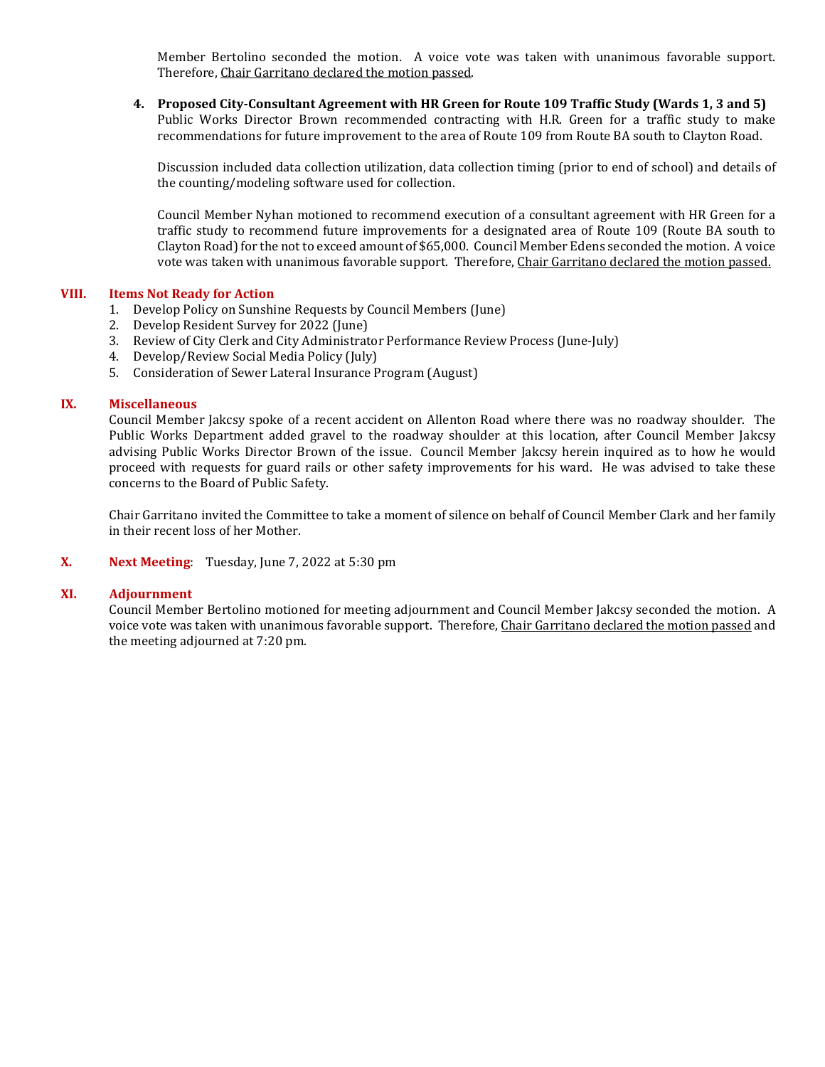Member Bertolino seconded the motion. A voice vote was taken with unanimous favorable support. Therefore, Chair Garritano declared the motion passed.

4. **Proposed City-Consultant Agreement with HR Green for Route 109 Traffic Study (Wards 1, 3 and 5)**
   Public Works Director Brown recommended contracting with H.R. Green for a traffic study to make recommendations for future improvement to the area of Route 109 from Route BA south to Clayton Road.

   Discussion included data collection utilization, data collection timing (prior to end of school) and details of the counting/modeling software used for collection.

   Council Member Nyhan motioned to recommend execution of a consultant agreement with HR Green for a traffic study to recommend future improvements for a designated area of Route 109 (Route BA south to Clayton Road) for the not to exceed amount of $65,000. Council Member Edens seconded the motion. A voice vote was taken with unanimous favorable support. Therefore, Chair Garritano declared the motion passed.

## VIII. Items Not Ready for Action

1. Develop Policy on Sunshine Requests by Council Members (June)
2. Develop Resident Survey for 2022 (June)
3. Review of City Clerk and City Administrator Performance Review Process (June-July)
4. Develop/Review Social Media Policy (July)
5. Consideration of Sewer Lateral Insurance Program (August)

## IX. Miscellaneous

Council Member Jakcsy spoke of a recent accident on Allenton Road where there was no roadway shoulder. The Public Works Department added gravel to the roadway shoulder at this location, after Council Member Jakcsy advising Public Works Director Brown of the issue. Council Member Jakcsy herein inquired as to how he would proceed with requests for guard rails or other safety improvements for his ward. He was advised to take these concerns to the Board of Public Safety.

Chair Garritano invited the Committee to take a moment of silence on behalf of Council Member Clark and her family in their recent loss of her Mother.

## X. Next Meeting: Tuesday, June 7, 2022 at 5:30 pm

## XI. Adjournment

Council Member Bertolino motioned for meeting adjournment and Council Member Jakcsy seconded the motion. A voice vote was taken with unanimous favorable support. Therefore, Chair Garritano declared the motion passed and the meeting adjourned at 7:20 pm.